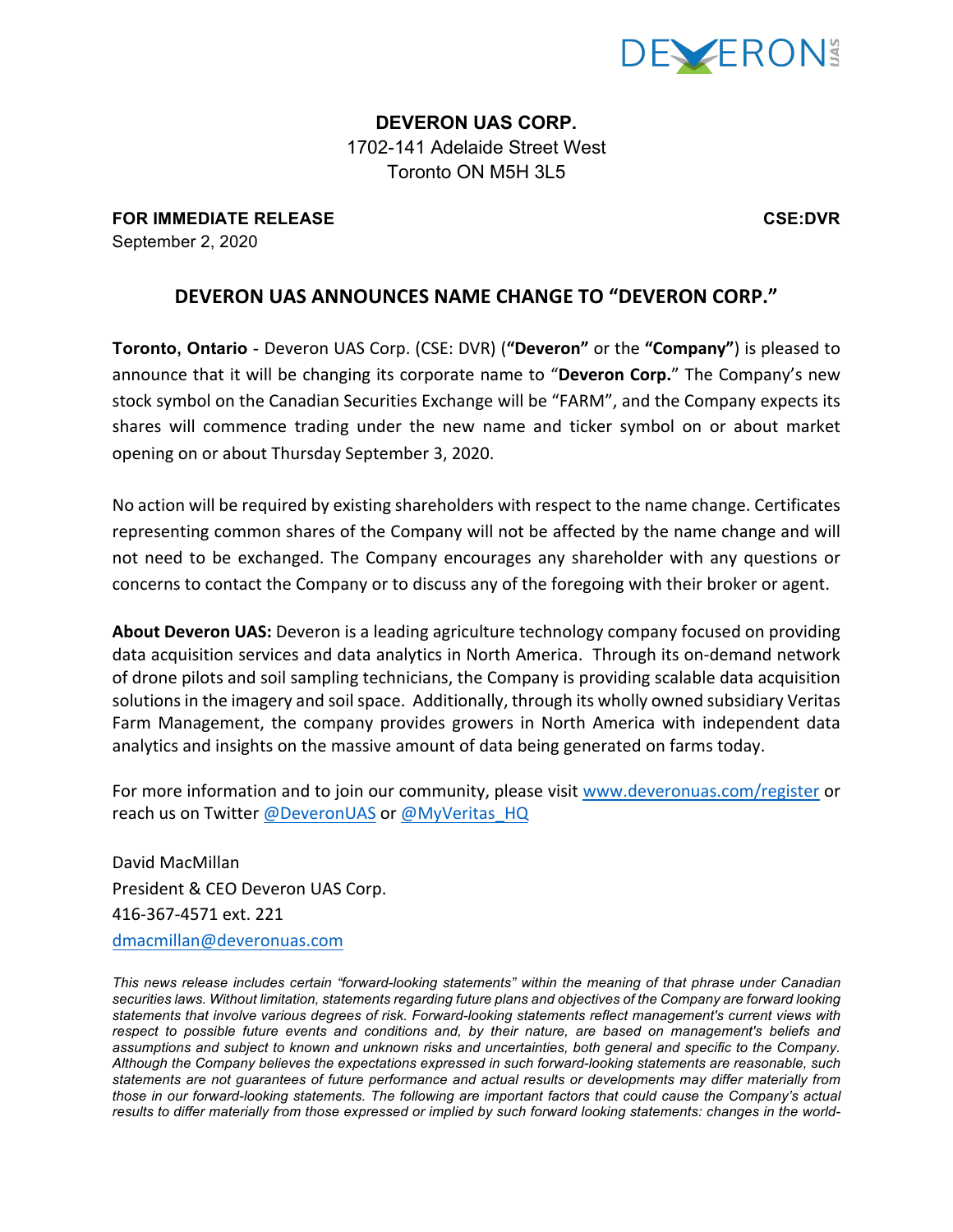**DEVERON UAS CORP.**
1702-141 Adelaide Street West
Toronto ON M5H 3L5

**FOR IMMEDIATE RELEASE** **CSE:DVR**
September 2, 2020

# DEVERON UAS ANNOUNCES NAME CHANGE TO "DEVERON CORP."

**Toronto, Ontario** - Deveron UAS Corp. (CSE: DVR) (**"Deveron"** or the **"Company"**) is pleased to announce that it will be changing its corporate name to "**Deveron Corp.**" The Company's new stock symbol on the Canadian Securities Exchange will be "FARM", and the Company expects its shares will commence trading under the new name and ticker symbol on or about market opening on or about Thursday September 3, 2020.

No action will be required by existing shareholders with respect to the name change. Certificates representing common shares of the Company will not be affected by the name change and will not need to be exchanged. The Company encourages any shareholder with any questions or concerns to contact the Company or to discuss any of the foregoing with their broker or agent.

**About Deveron UAS:** Deveron is a leading agriculture technology company focused on providing data acquisition services and data analytics in North America. Through its on-demand network of drone pilots and soil sampling technicians, the Company is providing scalable data acquisition solutions in the imagery and soil space. Additionally, through its wholly owned subsidiary Veritas Farm Management, the company provides growers in North America with independent data analytics and insights on the massive amount of data being generated on farms today.

For more information and to join our community, please visit www.deveronuas.com/register or reach us on Twitter @DeveronUAS or @MyVeritas_HQ

David MacMillan
President & CEO Deveron UAS Corp.
416-367-4571 ext. 221
dmacmillan@deveronuas.com

*This news release includes certain "forward-looking statements" within the meaning of that phrase under Canadian securities laws. Without limitation, statements regarding future plans and objectives of the Company are forward looking statements that involve various degrees of risk. Forward-looking statements reflect management's current views with respect to possible future events and conditions and, by their nature, are based on management's beliefs and assumptions and subject to known and unknown risks and uncertainties, both general and specific to the Company. Although the Company believes the expectations expressed in such forward-looking statements are reasonable, such statements are not guarantees of future performance and actual results or developments may differ materially from those in our forward-looking statements. The following are important factors that could cause the Company's actual results to differ materially from those expressed or implied by such forward looking statements: changes in the world-*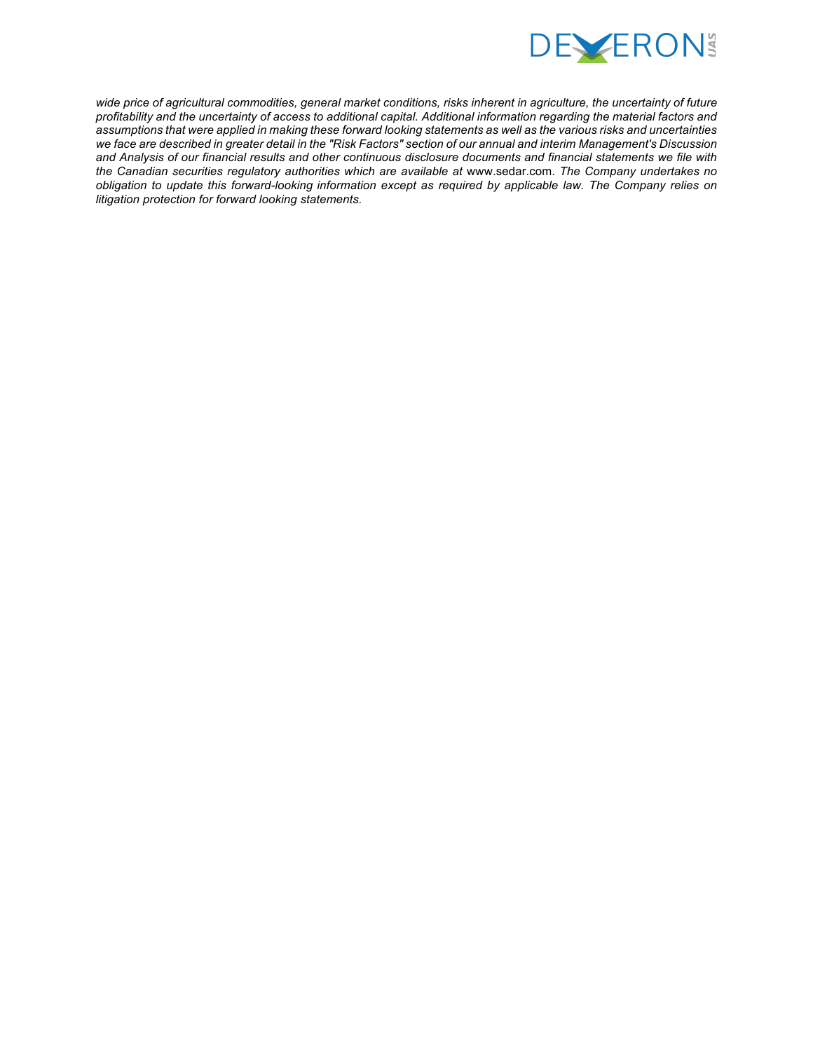*wide price of agricultural commodities, general market conditions, risks inherent in agriculture, the uncertainty of future profitability and the uncertainty of access to additional capital. Additional information regarding the material factors and assumptions that were applied in making these forward looking statements as well as the various risks and uncertainties we face are described in greater detail in the "Risk Factors" section of our annual and interim Management's Discussion and Analysis of our financial results and other continuous disclosure documents and financial statements we file with the Canadian securities regulatory authorities which are available at* www.sedar.com. *The Company undertakes no obligation to update this forward-looking information except as required by applicable law. The Company relies on litigation protection for forward looking statements.*